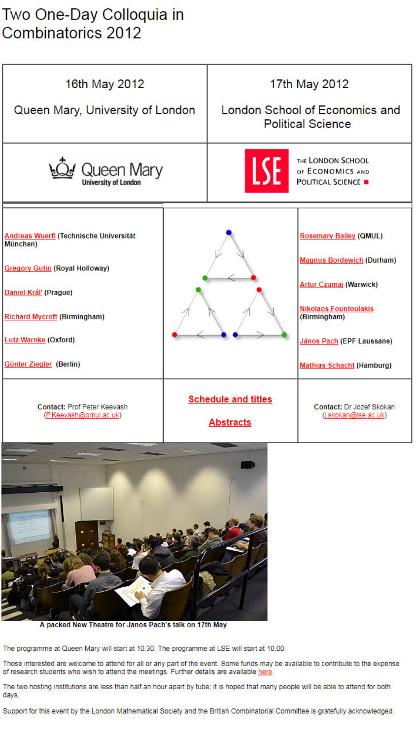# Two One-Day Colloquia in Combinatorics 2012

| 16th May 2012 | 17th May 2012 |
| --- | --- |
| Queen Mary, University of London | London School of Economics and Political Science |

| Queen Mary, University of London | | London School of Economics and Political Science |
| --- | --- | --- |
| Andreas Wuerfl (Technische Universität München) | | Rosemary Bailey (QMUL) |
| Gregory Gutin (Royal Holloway) | | Magnus Bordewich (Durham) |
| Daniel Král' (Prague) | | Artur Czumaj (Warwick) |
| Richard Mycroft (Birmingham) | | Nikolaos Fountoulakis (Birmingham) |
| Lutz Warnke (Oxford) | | János Pach (EPF Lausanne) |
| Günter Ziegler (Berlin) | | Mathias Schacht (Hamburg) |
| **Contact:** Prof Peter Keevash (P.Keevash@qmul.ac.uk) | **Schedule and titles** / **Abstracts** | **Contact:** Dr Jozef Skokan (j.skokan@lse.ac.uk) |

A packed New Theatre for Janos Pach's talk on 17th May

The programme at Queen Mary will start at 10.30. The programme at LSE will start at 10.00.

Those interested are welcome to attend for all or any part of the event. Some funds may be available to contribute to the expense of research students who wish to attend the meetings. Further details are available here.

The two hosting institutions are less than half an hour apart by tube; it is hoped that many people will be able to attend for both days.

Support for this event by the London Mathematical Society and the British Combinatorial Committee is gratefully acknowledged.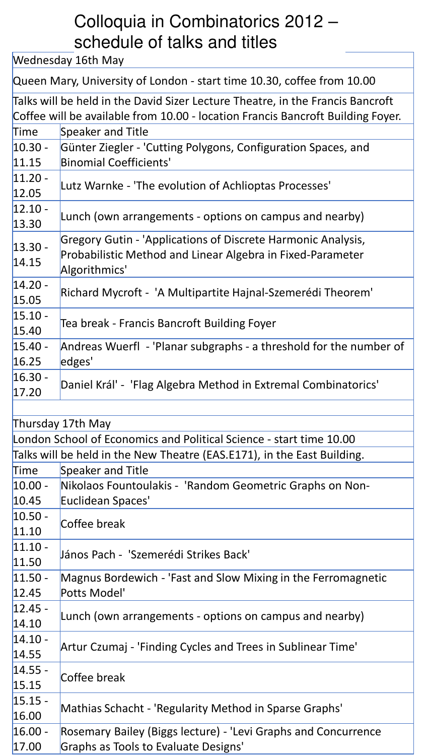# Colloquia in Combinatorics 2012 – schedule of talks and titles

Wednesday 16th May

Queen Mary, University of London - start time 10.30, coffee from 10.00

Talks will be held in the David Sizer Lecture Theatre, in the Francis Bancroft
Coffee will be available from 10.00 - location Francis Bancroft Building Foyer.

| Time | Speaker and Title |
|---|---|
| 10.30 - 11.15 | Günter Ziegler - 'Cutting Polygons, Configuration Spaces, and Binomial Coefficients' |
| 11.20 - 12.05 | Lutz Warnke - 'The evolution of Achlioptas Processes' |
| 12.10 - 13.30 | Lunch (own arrangements - options on campus and nearby) |
| 13.30 - 14.15 | Gregory Gutin - 'Applications of Discrete Harmonic Analysis, Probabilistic Method and Linear Algebra in Fixed-Parameter Algorithmics' |
| 14.20 - 15.05 | Richard Mycroft - 'A Multipartite Hajnal-Szemerédi Theorem' |
| 15.10 - 15.40 | Tea break - Francis Bancroft Building Foyer |
| 15.40 - 16.25 | Andreas Wuerfl - 'Planar subgraphs - a threshold for the number of edges' |
| 16.30 - 17.20 | Daniel Král' - 'Flag Algebra Method in Extremal Combinatorics' |

Thursday 17th May

London School of Economics and Political Science - start time 10.00

Talks will be held in the New Theatre (EAS.E171), in the East Building.

| Time | Speaker and Title |
|---|---|
| 10.00 - 10.45 | Nikolaos Fountoulakis - 'Random Geometric Graphs on Non-Euclidean Spaces' |
| 10.50 - 11.10 | Coffee break |
| 11.10 - 11.50 | János Pach - 'Szemerédi Strikes Back' |
| 11.50 - 12.45 | Magnus Bordewich - 'Fast and Slow Mixing in the Ferromagnetic Potts Model' |
| 12.45 - 14.10 | Lunch (own arrangements - options on campus and nearby) |
| 14.10 - 14.55 | Artur Czumaj - 'Finding Cycles and Trees in Sublinear Time' |
| 14.55 - 15.15 | Coffee break |
| 15.15 - 16.00 | Mathias Schacht - 'Regularity Method in Sparse Graphs' |
| 16.00 - 17.00 | Rosemary Bailey (Biggs lecture) - 'Levi Graphs and Concurrence Graphs as Tools to Evaluate Designs' |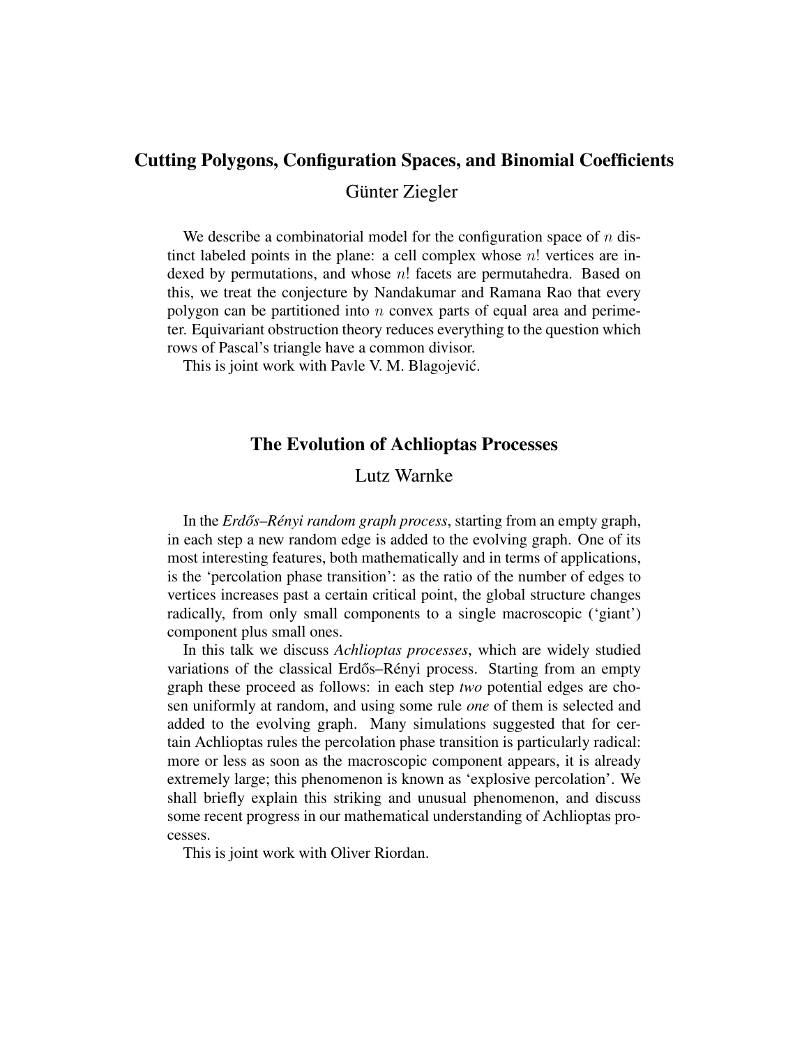## Cutting Polygons, Configuration Spaces, and Binomial Coefficients

Günter Ziegler

We describe a combinatorial model for the configuration space of $n$ distinct labeled points in the plane: a cell complex whose $n!$ vertices are indexed by permutations, and whose $n!$ facets are permutahedra. Based on this, we treat the conjecture by Nandakumar and Ramana Rao that every polygon can be partitioned into $n$ convex parts of equal area and perimeter. Equivariant obstruction theory reduces everything to the question which rows of Pascal's triangle have a common divisor.

This is joint work with Pavle V. M. Blagojević.

## The Evolution of Achlioptas Processes

Lutz Warnke

In the *Erdős–Rényi random graph process*, starting from an empty graph, in each step a new random edge is added to the evolving graph. One of its most interesting features, both mathematically and in terms of applications, is the 'percolation phase transition': as the ratio of the number of edges to vertices increases past a certain critical point, the global structure changes radically, from only small components to a single macroscopic ('giant') component plus small ones.

In this talk we discuss *Achlioptas processes*, which are widely studied variations of the classical Erdős–Rényi process. Starting from an empty graph these proceed as follows: in each step *two* potential edges are chosen uniformly at random, and using some rule *one* of them is selected and added to the evolving graph. Many simulations suggested that for certain Achlioptas rules the percolation phase transition is particularly radical: more or less as soon as the macroscopic component appears, it is already extremely large; this phenomenon is known as 'explosive percolation'. We shall briefly explain this striking and unusual phenomenon, and discuss some recent progress in our mathematical understanding of Achlioptas processes.

This is joint work with Oliver Riordan.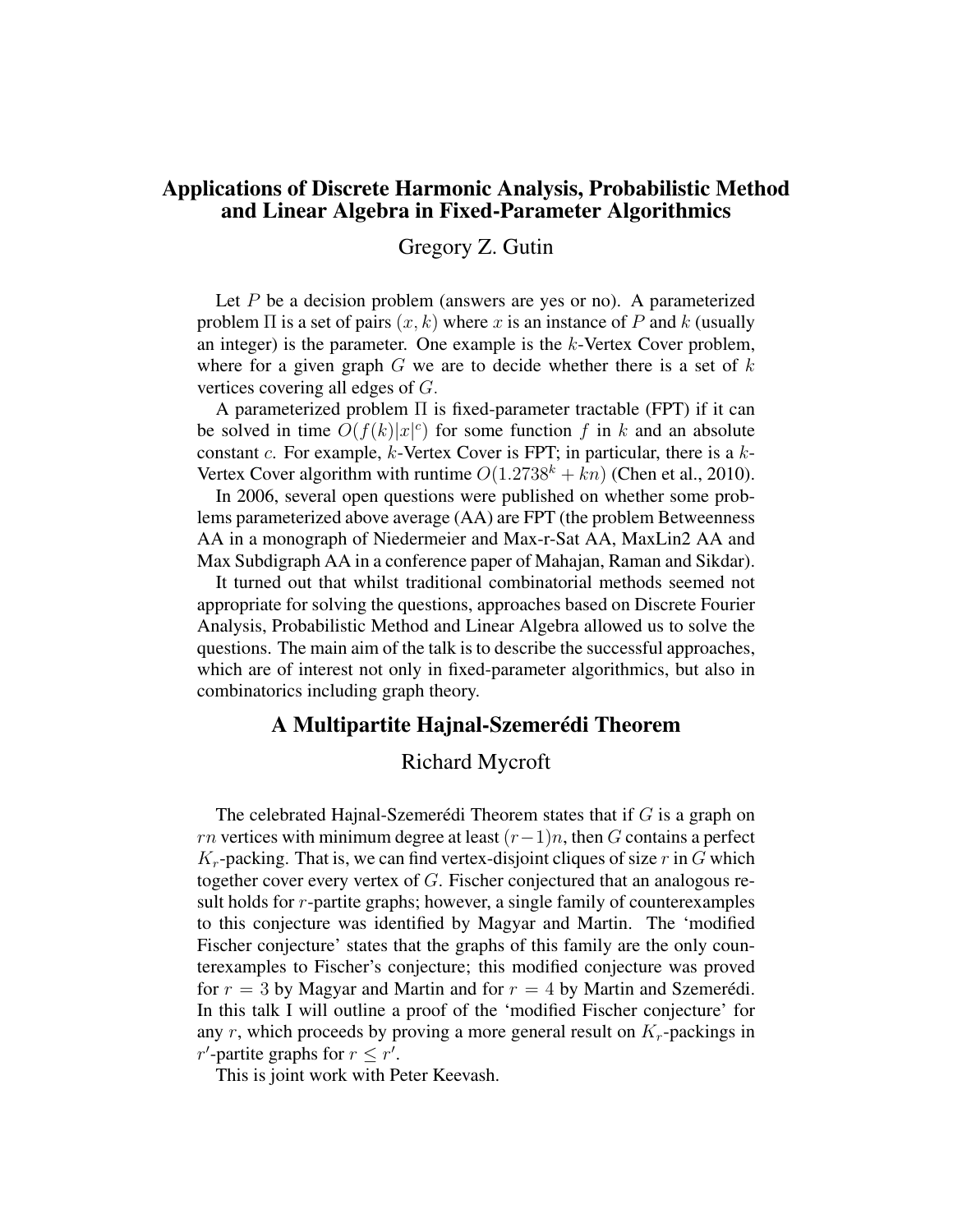## Applications of Discrete Harmonic Analysis, Probabilistic Method and Linear Algebra in Fixed-Parameter Algorithmics

### Gregory Z. Gutin

Let $P$ be a decision problem (answers are yes or no). A parameterized problem $\Pi$ is a set of pairs $(x, k)$ where $x$ is an instance of $P$ and $k$ (usually an integer) is the parameter. One example is the $k$-Vertex Cover problem, where for a given graph $G$ we are to decide whether there is a set of $k$ vertices covering all edges of $G$.

A parameterized problem $\Pi$ is fixed-parameter tractable (FPT) if it can be solved in time $O(f(k)|x|^c)$ for some function $f$ in $k$ and an absolute constant $c$. For example, $k$-Vertex Cover is FPT; in particular, there is a $k$-Vertex Cover algorithm with runtime $O(1.2738^k + kn)$ (Chen et al., 2010).

In 2006, several open questions were published on whether some problems parameterized above average (AA) are FPT (the problem Betweenness AA in a monograph of Niedermeier and Max-r-Sat AA, MaxLin2 AA and Max Subdigraph AA in a conference paper of Mahajan, Raman and Sikdar).

It turned out that whilst traditional combinatorial methods seemed not appropriate for solving the questions, approaches based on Discrete Fourier Analysis, Probabilistic Method and Linear Algebra allowed us to solve the questions. The main aim of the talk is to describe the successful approaches, which are of interest not only in fixed-parameter algorithmics, but also in combinatorics including graph theory.

## A Multipartite Hajnal-Szemerédi Theorem

### Richard Mycroft

The celebrated Hajnal-Szemerédi Theorem states that if $G$ is a graph on $rn$ vertices with minimum degree at least $(r-1)n$, then $G$ contains a perfect $K_r$-packing. That is, we can find vertex-disjoint cliques of size $r$ in $G$ which together cover every vertex of $G$. Fischer conjectured that an analogous result holds for $r$-partite graphs; however, a single family of counterexamples to this conjecture was identified by Magyar and Martin. The 'modified Fischer conjecture' states that the graphs of this family are the only counterexamples to Fischer's conjecture; this modified conjecture was proved for $r = 3$ by Magyar and Martin and for $r = 4$ by Martin and Szemerédi. In this talk I will outline a proof of the 'modified Fischer conjecture' for any $r$, which proceeds by proving a more general result on $K_r$-packings in $r'$-partite graphs for $r \leq r'$.

This is joint work with Peter Keevash.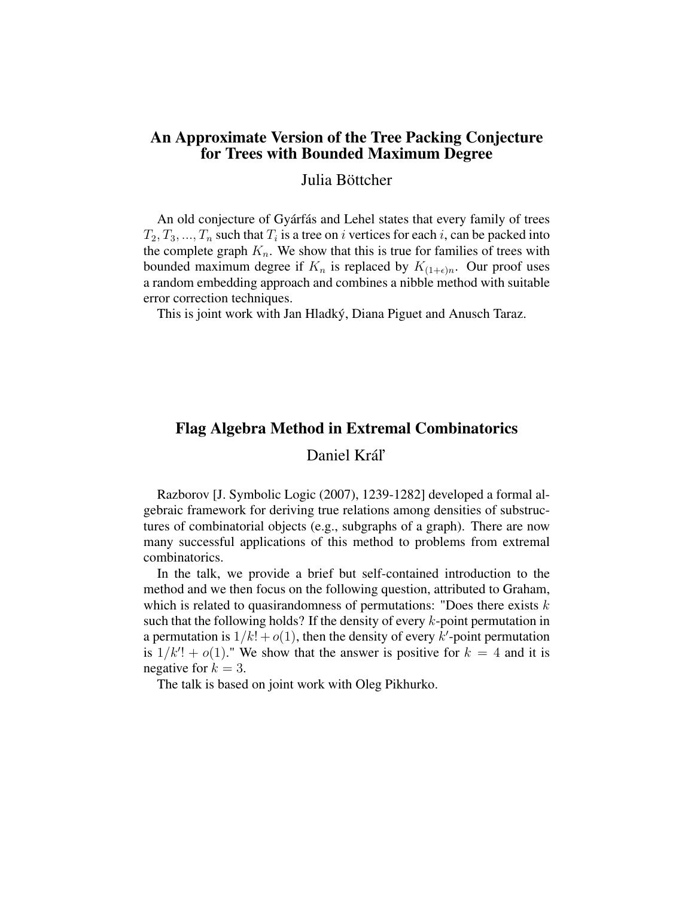## An Approximate Version of the Tree Packing Conjecture for Trees with Bounded Maximum Degree

Julia Böttcher

An old conjecture of Gyárfás and Lehel states that every family of trees $T_2, T_3, ..., T_n$ such that $T_i$ is a tree on $i$ vertices for each $i$, can be packed into the complete graph $K_n$. We show that this is true for families of trees with bounded maximum degree if $K_n$ is replaced by $K_{(1+\epsilon)n}$. Our proof uses a random embedding approach and combines a nibble method with suitable error correction techniques.

This is joint work with Jan Hladký, Diana Piguet and Anusch Taraz.

## Flag Algebra Method in Extremal Combinatorics

Daniel Kráľ

Razborov [J. Symbolic Logic (2007), 1239-1282] developed a formal algebraic framework for deriving true relations among densities of substructures of combinatorial objects (e.g., subgraphs of a graph). There are now many successful applications of this method to problems from extremal combinatorics.

In the talk, we provide a brief but self-contained introduction to the method and we then focus on the following question, attributed to Graham, which is related to quasirandomness of permutations: "Does there exists $k$ such that the following holds? If the density of every $k$-point permutation in a permutation is $1/k! + o(1)$, then the density of every $k'$-point permutation is $1/k'! + o(1)$." We show that the answer is positive for $k = 4$ and it is negative for $k = 3$.

The talk is based on joint work with Oleg Pikhurko.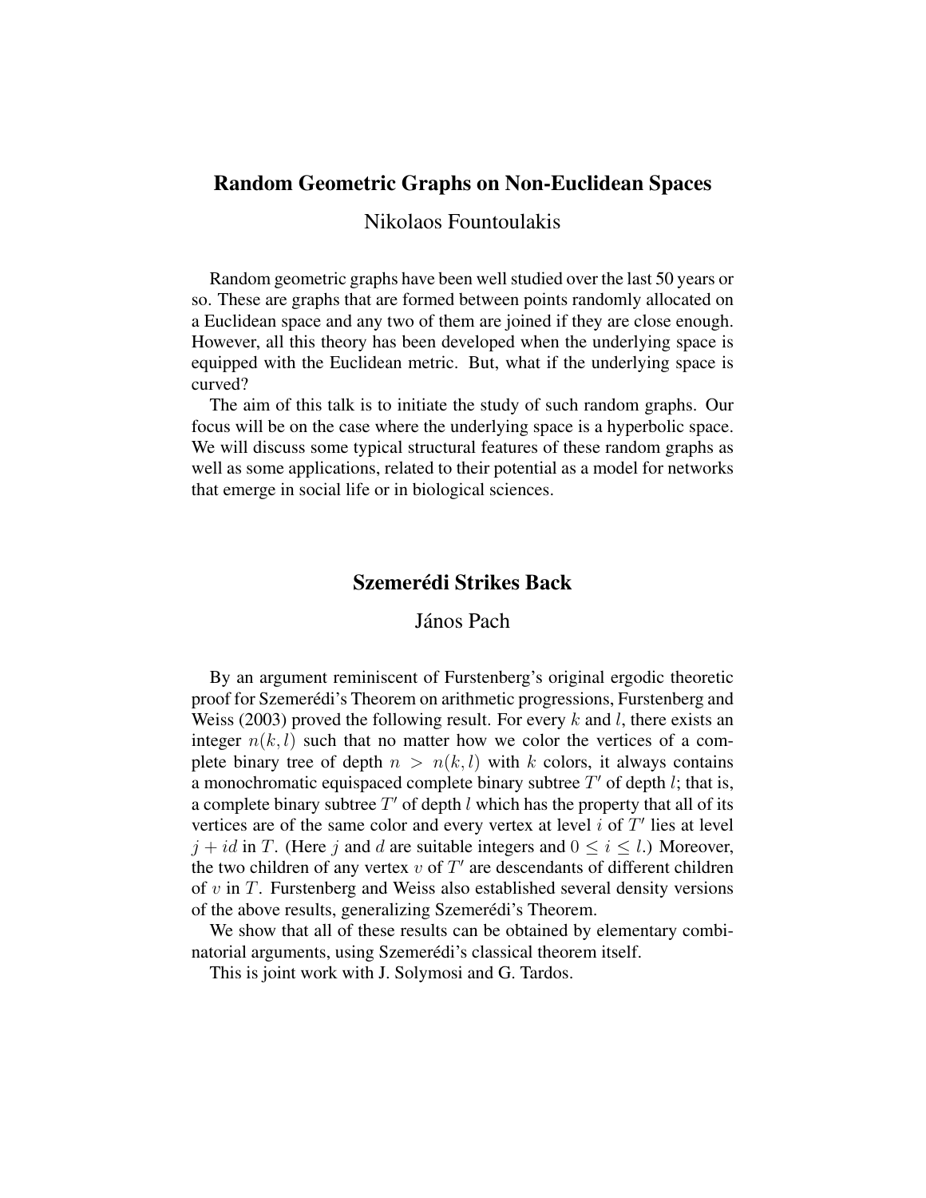## Random Geometric Graphs on Non-Euclidean Spaces

Nikolaos Fountoulakis

Random geometric graphs have been well studied over the last 50 years or so. These are graphs that are formed between points randomly allocated on a Euclidean space and any two of them are joined if they are close enough. However, all this theory has been developed when the underlying space is equipped with the Euclidean metric. But, what if the underlying space is curved?

The aim of this talk is to initiate the study of such random graphs. Our focus will be on the case where the underlying space is a hyperbolic space. We will discuss some typical structural features of these random graphs as well as some applications, related to their potential as a model for networks that emerge in social life or in biological sciences.

## Szemerédi Strikes Back

János Pach

By an argument reminiscent of Furstenberg's original ergodic theoretic proof for Szemerédi's Theorem on arithmetic progressions, Furstenberg and Weiss (2003) proved the following result. For every $k$ and $l$, there exists an integer $n(k, l)$ such that no matter how we color the vertices of a complete binary tree of depth $n > n(k, l)$ with $k$ colors, it always contains a monochromatic equispaced complete binary subtree $T'$ of depth $l$; that is, a complete binary subtree $T'$ of depth $l$ which has the property that all of its vertices are of the same color and every vertex at level $i$ of $T'$ lies at level $j + id$ in $T$. (Here $j$ and $d$ are suitable integers and $0 \leq i \leq l$.) Moreover, the two children of any vertex $v$ of $T'$ are descendants of different children of $v$ in $T$. Furstenberg and Weiss also established several density versions of the above results, generalizing Szemerédi's Theorem.

We show that all of these results can be obtained by elementary combinatorial arguments, using Szemerédi's classical theorem itself.

This is joint work with J. Solymosi and G. Tardos.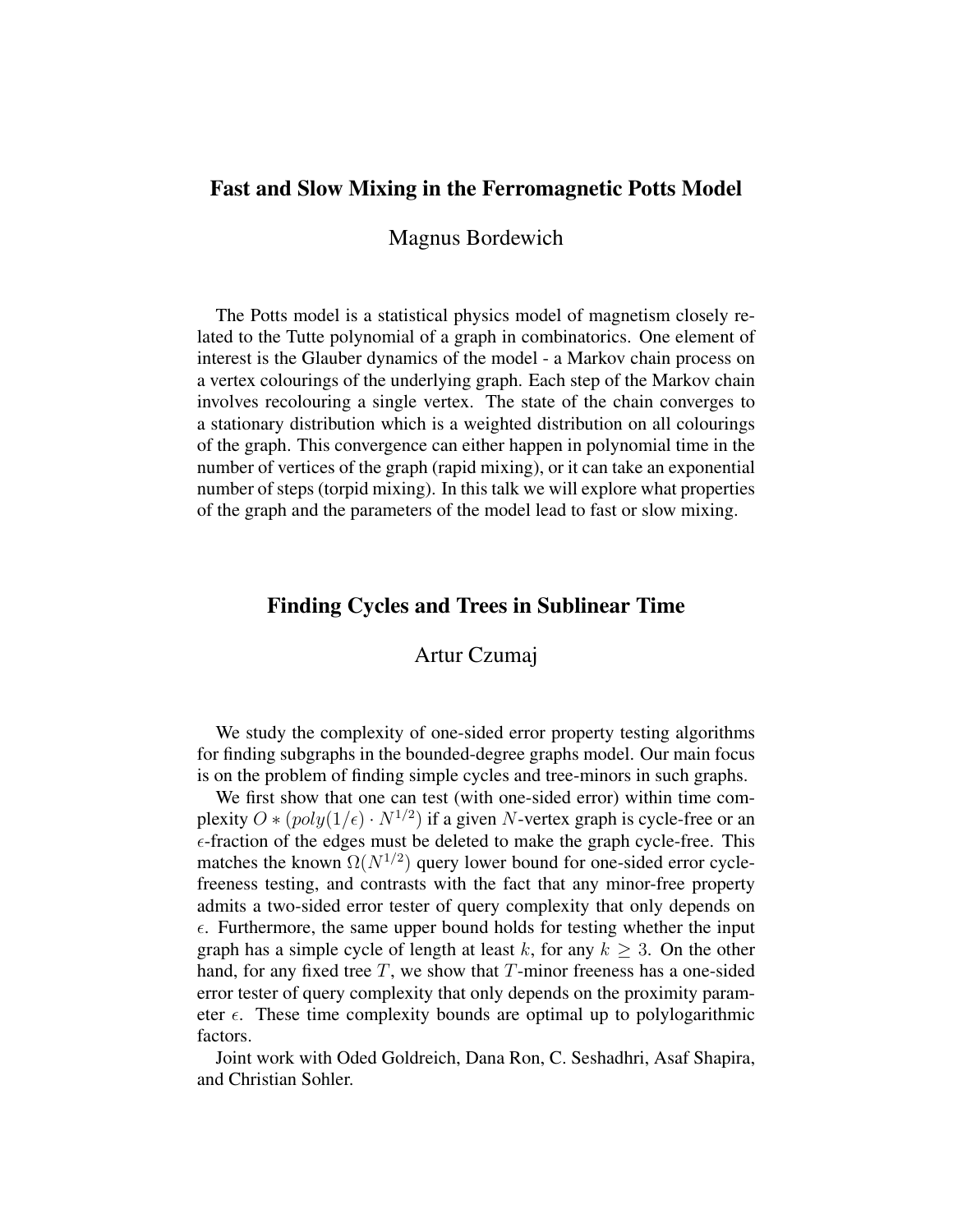## Fast and Slow Mixing in the Ferromagnetic Potts Model

Magnus Bordewich

The Potts model is a statistical physics model of magnetism closely related to the Tutte polynomial of a graph in combinatorics. One element of interest is the Glauber dynamics of the model - a Markov chain process on a vertex colourings of the underlying graph. Each step of the Markov chain involves recolouring a single vertex. The state of the chain converges to a stationary distribution which is a weighted distribution on all colourings of the graph. This convergence can either happen in polynomial time in the number of vertices of the graph (rapid mixing), or it can take an exponential number of steps (torpid mixing). In this talk we will explore what properties of the graph and the parameters of the model lead to fast or slow mixing.

## Finding Cycles and Trees in Sublinear Time

Artur Czumaj

We study the complexity of one-sided error property testing algorithms for finding subgraphs in the bounded-degree graphs model. Our main focus is on the problem of finding simple cycles and tree-minors in such graphs.

We first show that one can test (with one-sided error) within time complexity $O * (poly(1/\epsilon) \cdot N^{1/2})$ if a given $N$-vertex graph is cycle-free or an $\epsilon$-fraction of the edges must be deleted to make the graph cycle-free. This matches the known $\Omega(N^{1/2})$ query lower bound for one-sided error cycle-freeness testing, and contrasts with the fact that any minor-free property admits a two-sided error tester of query complexity that only depends on $\epsilon$. Furthermore, the same upper bound holds for testing whether the input graph has a simple cycle of length at least $k$, for any $k \geq 3$. On the other hand, for any fixed tree $T$, we show that $T$-minor freeness has a one-sided error tester of query complexity that only depends on the proximity parameter $\epsilon$. These time complexity bounds are optimal up to polylogarithmic factors.

Joint work with Oded Goldreich, Dana Ron, C. Seshadhri, Asaf Shapira, and Christian Sohler.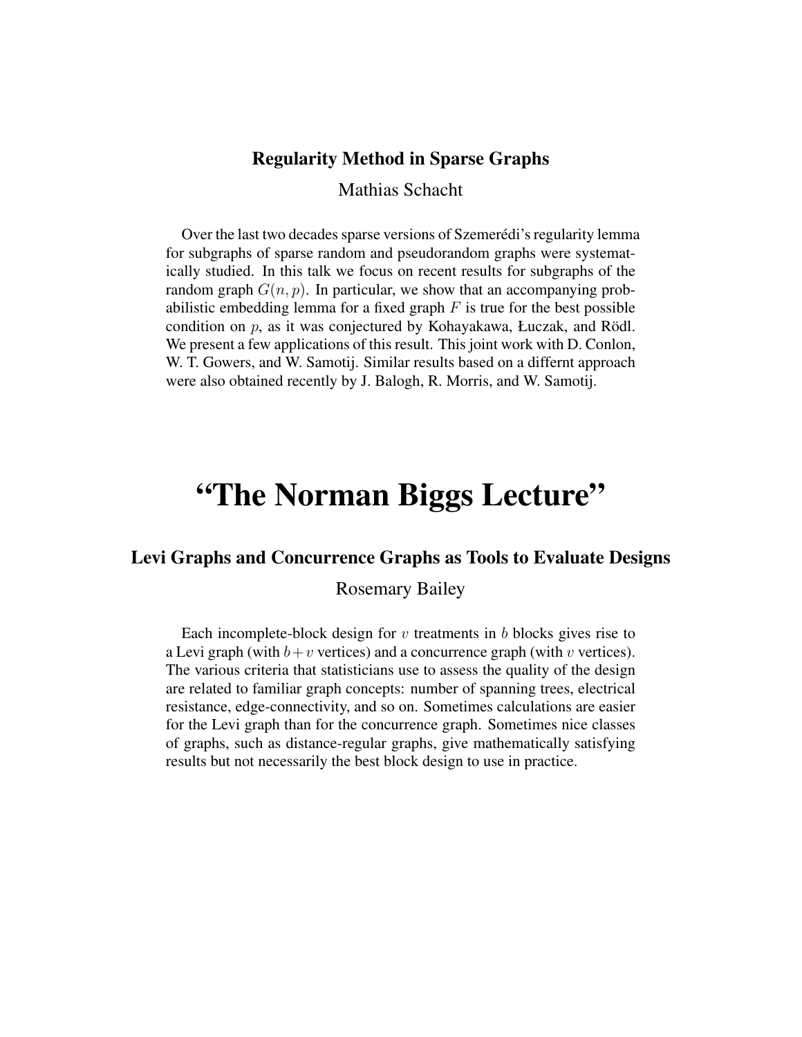### Regularity Method in Sparse Graphs

Mathias Schacht

Over the last two decades sparse versions of Szemerédi's regularity lemma for subgraphs of sparse random and pseudorandom graphs were systematically studied. In this talk we focus on recent results for subgraphs of the random graph $G(n, p)$. In particular, we show that an accompanying probabilistic embedding lemma for a fixed graph $F$ is true for the best possible condition on $p$, as it was conjectured by Kohayakawa, Łuczak, and Rödl. We present a few applications of this result. This joint work with D. Conlon, W. T. Gowers, and W. Samotij. Similar results based on a differnt approach were also obtained recently by J. Balogh, R. Morris, and W. Samotij.

# "The Norman Biggs Lecture"

### Levi Graphs and Concurrence Graphs as Tools to Evaluate Designs

Rosemary Bailey

Each incomplete-block design for $v$ treatments in $b$ blocks gives rise to a Levi graph (with $b + v$ vertices) and a concurrence graph (with $v$ vertices). The various criteria that statisticians use to assess the quality of the design are related to familiar graph concepts: number of spanning trees, electrical resistance, edge-connectivity, and so on. Sometimes calculations are easier for the Levi graph than for the concurrence graph. Sometimes nice classes of graphs, such as distance-regular graphs, give mathematically satisfying results but not necessarily the best block design to use in practice.